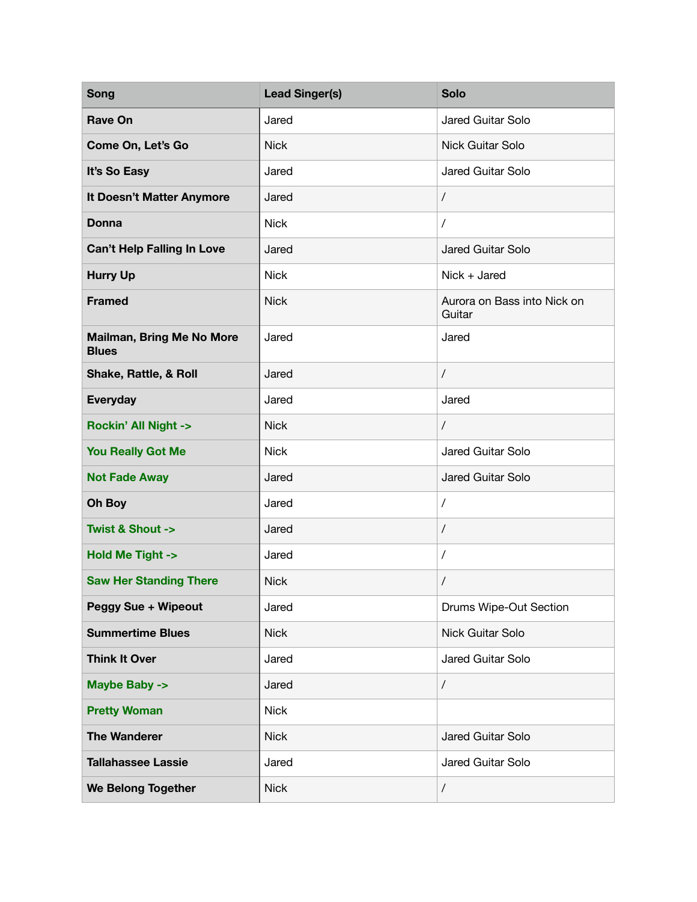| Song | Lead Singer(s) | Solo |
|---|---|---|
| **Rave On** | Jared | Jared Guitar Solo |
| **Come On, Let's Go** | Nick | Nick Guitar Solo |
| **It's So Easy** | Jared | Jared Guitar Solo |
| **It Doesn't Matter Anymore** | Jared | / |
| **Donna** | Nick | / |
| **Can't Help Falling In Love** | Jared | Jared Guitar Solo |
| **Hurry Up** | Nick | Nick + Jared |
| **Framed** | Nick | Aurora on Bass into Nick on Guitar |
| **Mailman, Bring Me No More Blues** | Jared | Jared |
| **Shake, Rattle, & Roll** | Jared | / |
| **Everyday** | Jared | Jared |
| **Rockin' All Night ->** | Nick | / |
| **You Really Got Me** | Nick | Jared Guitar Solo |
| **Not Fade Away** | Jared | Jared Guitar Solo |
| **Oh Boy** | Jared | / |
| **Twist & Shout ->** | Jared | / |
| **Hold Me Tight ->** | Jared | / |
| **Saw Her Standing There** | Nick | / |
| **Peggy Sue + Wipeout** | Jared | Drums Wipe-Out Section |
| **Summertime Blues** | Nick | Nick Guitar Solo |
| **Think It Over** | Jared | Jared Guitar Solo |
| **Maybe Baby ->** | Jared | / |
| **Pretty Woman** | Nick | |
| **The Wanderer** | Nick | Jared Guitar Solo |
| **Tallahassee Lassie** | Jared | Jared Guitar Solo |
| **We Belong Together** | Nick | / |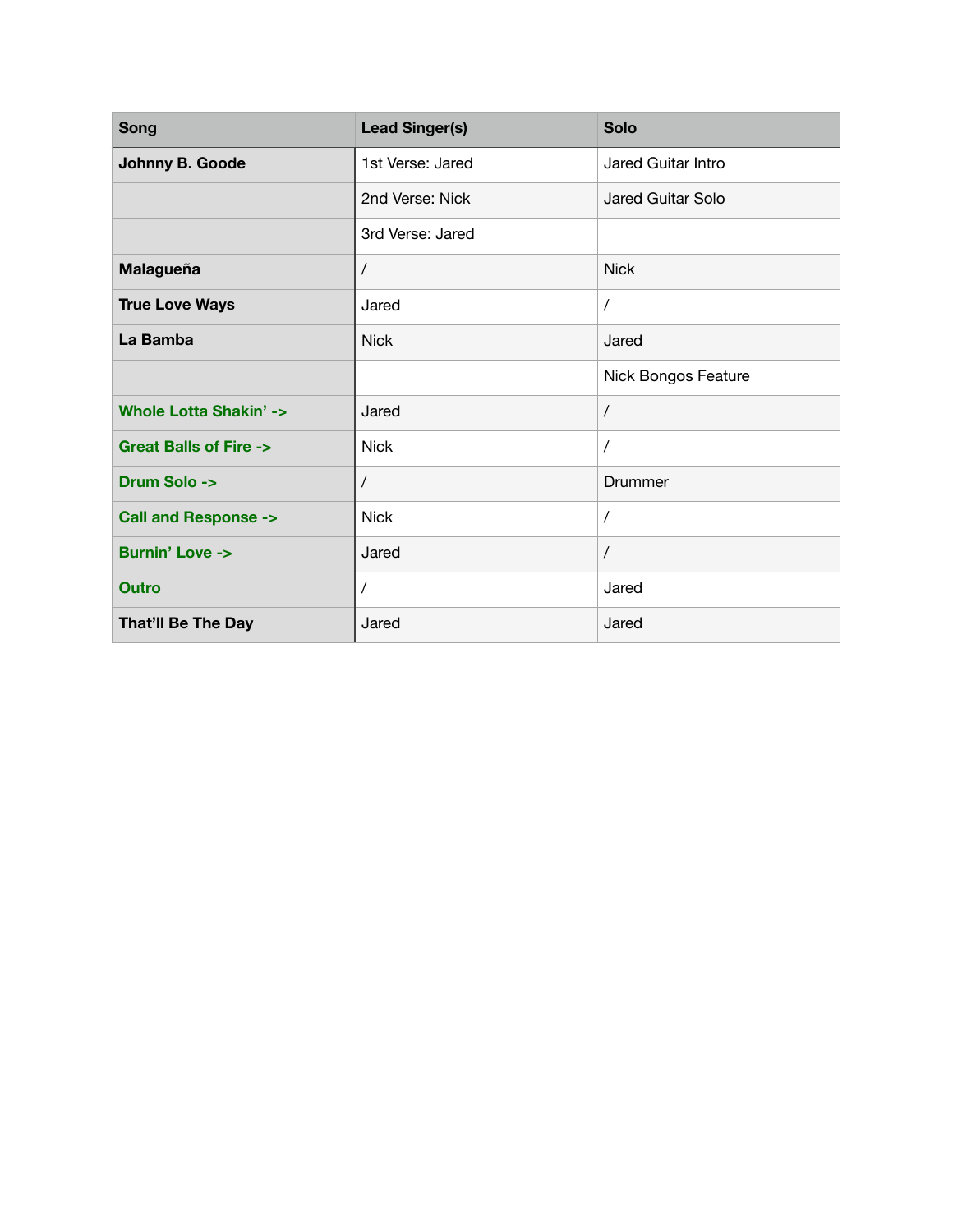| Song | Lead Singer(s) | Solo |
|---|---|---|
| **Johnny B. Goode** | 1st Verse: Jared | Jared Guitar Intro |
| | 2nd Verse: Nick | Jared Guitar Solo |
| | 3rd Verse: Jared | |
| **Malagueña** | / | Nick |
| **True Love Ways** | Jared | / |
| **La Bamba** | Nick | Jared |
| | | Nick Bongos Feature |
| **Whole Lotta Shakin' ->** | Jared | / |
| **Great Balls of Fire ->** | Nick | / |
| **Drum Solo ->** | / | Drummer |
| **Call and Response ->** | Nick | / |
| **Burnin' Love ->** | Jared | / |
| **Outro** | / | Jared |
| **That'll Be The Day** | Jared | Jared |